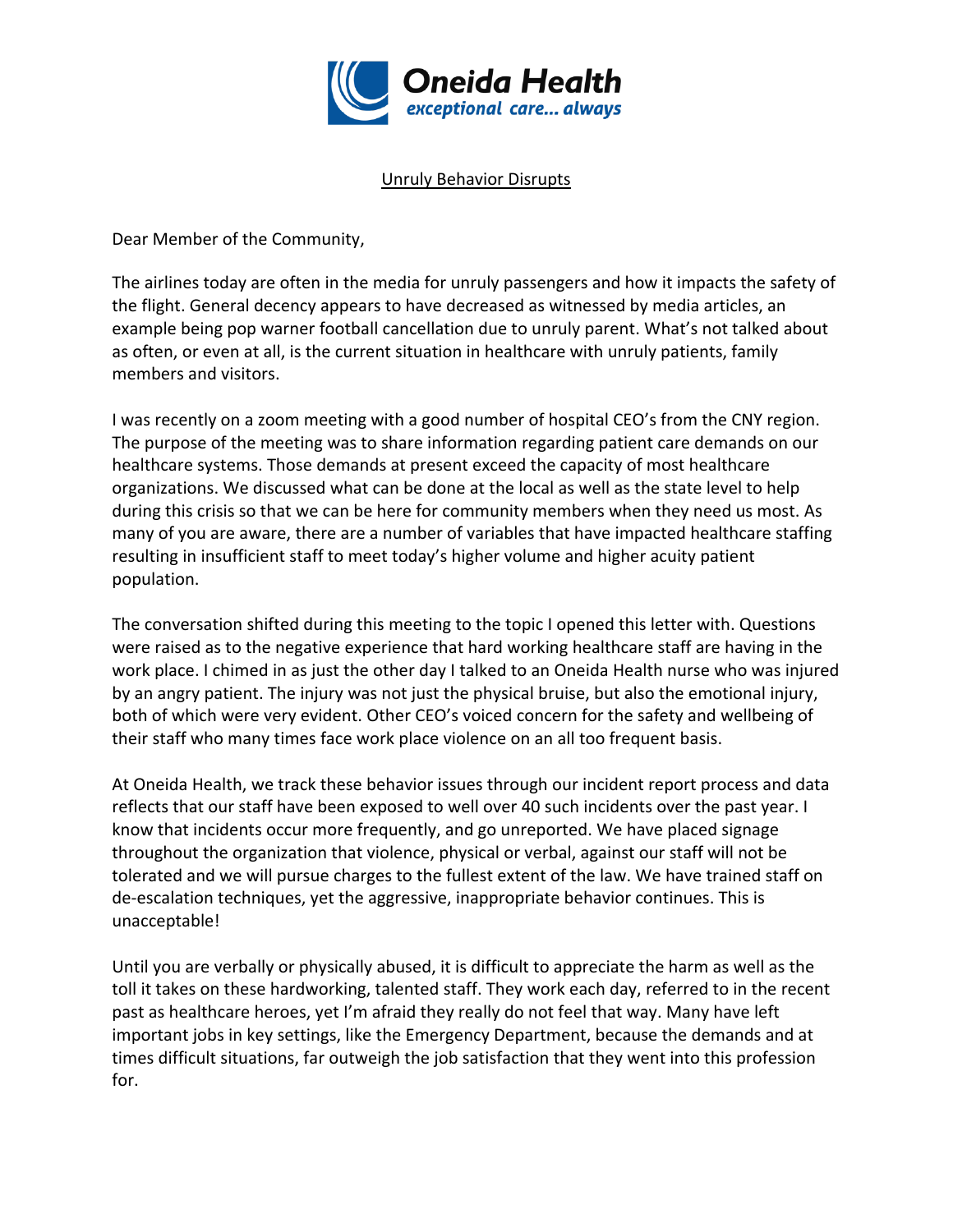Oneida Health
*exceptional care... always*

Unruly Behavior Disrupts

Dear Member of the Community,

The airlines today are often in the media for unruly passengers and how it impacts the safety of the flight. General decency appears to have decreased as witnessed by media articles, an example being pop warner football cancellation due to unruly parent. What's not talked about as often, or even at all, is the current situation in healthcare with unruly patients, family members and visitors.

I was recently on a zoom meeting with a good number of hospital CEO's from the CNY region. The purpose of the meeting was to share information regarding patient care demands on our healthcare systems. Those demands at present exceed the capacity of most healthcare organizations. We discussed what can be done at the local as well as the state level to help during this crisis so that we can be here for community members when they need us most. As many of you are aware, there are a number of variables that have impacted healthcare staffing resulting in insufficient staff to meet today's higher volume and higher acuity patient population.

The conversation shifted during this meeting to the topic I opened this letter with. Questions were raised as to the negative experience that hard working healthcare staff are having in the work place. I chimed in as just the other day I talked to an Oneida Health nurse who was injured by an angry patient. The injury was not just the physical bruise, but also the emotional injury, both of which were very evident. Other CEO's voiced concern for the safety and wellbeing of their staff who many times face work place violence on an all too frequent basis.

At Oneida Health, we track these behavior issues through our incident report process and data reflects that our staff have been exposed to well over 40 such incidents over the past year. I know that incidents occur more frequently, and go unreported. We have placed signage throughout the organization that violence, physical or verbal, against our staff will not be tolerated and we will pursue charges to the fullest extent of the law. We have trained staff on de-escalation techniques, yet the aggressive, inappropriate behavior continues. This is unacceptable!

Until you are verbally or physically abused, it is difficult to appreciate the harm as well as the toll it takes on these hardworking, talented staff. They work each day, referred to in the recent past as healthcare heroes, yet I'm afraid they really do not feel that way. Many have left important jobs in key settings, like the Emergency Department, because the demands and at times difficult situations, far outweigh the job satisfaction that they went into this profession for.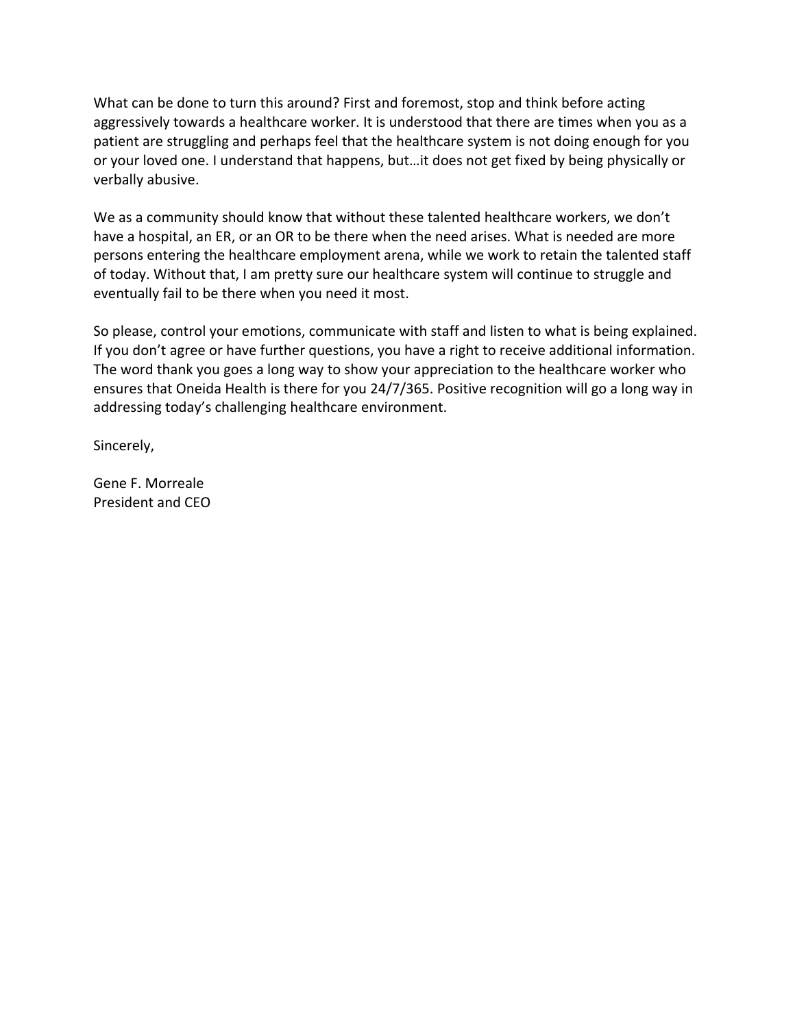What can be done to turn this around? First and foremost, stop and think before acting aggressively towards a healthcare worker. It is understood that there are times when you as a patient are struggling and perhaps feel that the healthcare system is not doing enough for you or your loved one. I understand that happens, but…it does not get fixed by being physically or verbally abusive.

We as a community should know that without these talented healthcare workers, we don't have a hospital, an ER, or an OR to be there when the need arises. What is needed are more persons entering the healthcare employment arena, while we work to retain the talented staff of today. Without that, I am pretty sure our healthcare system will continue to struggle and eventually fail to be there when you need it most.

So please, control your emotions, communicate with staff and listen to what is being explained. If you don't agree or have further questions, you have a right to receive additional information. The word thank you goes a long way to show your appreciation to the healthcare worker who ensures that Oneida Health is there for you 24/7/365. Positive recognition will go a long way in addressing today's challenging healthcare environment.

Sincerely,

Gene F. Morreale
President and CEO